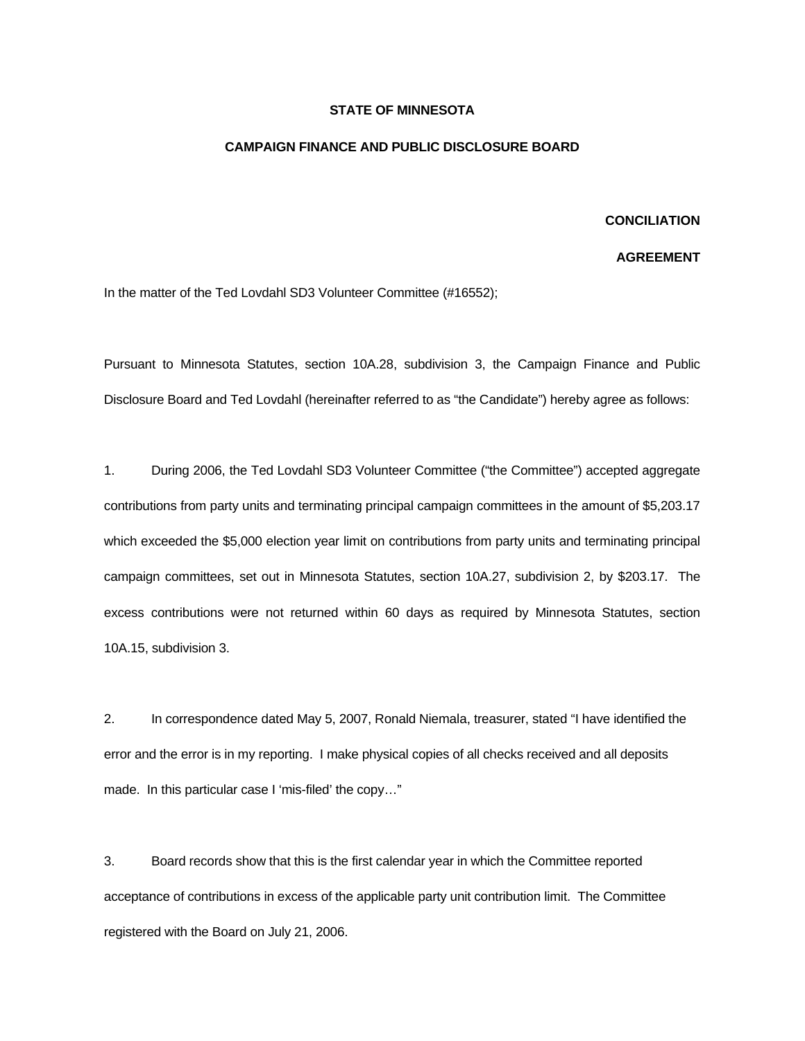**STATE OF MINNESOTA**

**CAMPAIGN FINANCE AND PUBLIC DISCLOSURE BOARD**

**CONCILIATION**

**AGREEMENT**

In the matter of the Ted Lovdahl SD3 Volunteer Committee (#16552);

Pursuant to Minnesota Statutes, section 10A.28, subdivision 3, the Campaign Finance and Public Disclosure Board and Ted Lovdahl (hereinafter referred to as "the Candidate") hereby agree as follows:

1. During 2006, the Ted Lovdahl SD3 Volunteer Committee ("the Committee") accepted aggregate contributions from party units and terminating principal campaign committees in the amount of $5,203.17 which exceeded the $5,000 election year limit on contributions from party units and terminating principal campaign committees, set out in Minnesota Statutes, section 10A.27, subdivision 2, by $203.17. The excess contributions were not returned within 60 days as required by Minnesota Statutes, section 10A.15, subdivision 3.

2. In correspondence dated May 5, 2007, Ronald Niemala, treasurer, stated "I have identified the error and the error is in my reporting. I make physical copies of all checks received and all deposits made. In this particular case I 'mis-filed' the copy…"

3. Board records show that this is the first calendar year in which the Committee reported acceptance of contributions in excess of the applicable party unit contribution limit. The Committee registered with the Board on July 21, 2006.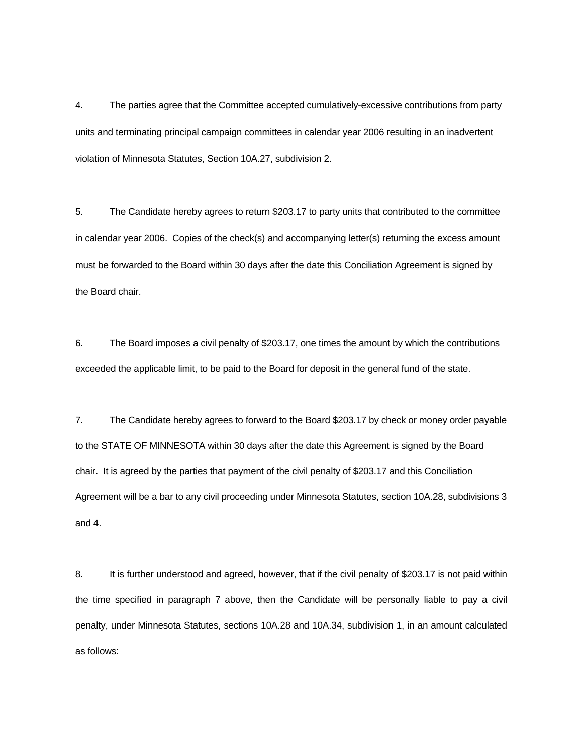4. The parties agree that the Committee accepted cumulatively-excessive contributions from party units and terminating principal campaign committees in calendar year 2006 resulting in an inadvertent violation of Minnesota Statutes, Section 10A.27, subdivision 2.

5. The Candidate hereby agrees to return $203.17 to party units that contributed to the committee in calendar year 2006. Copies of the check(s) and accompanying letter(s) returning the excess amount must be forwarded to the Board within 30 days after the date this Conciliation Agreement is signed by the Board chair.

6. The Board imposes a civil penalty of $203.17, one times the amount by which the contributions exceeded the applicable limit, to be paid to the Board for deposit in the general fund of the state.

7. The Candidate hereby agrees to forward to the Board $203.17 by check or money order payable to the STATE OF MINNESOTA within 30 days after the date this Agreement is signed by the Board chair. It is agreed by the parties that payment of the civil penalty of $203.17 and this Conciliation Agreement will be a bar to any civil proceeding under Minnesota Statutes, section 10A.28, subdivisions 3 and 4.

8. It is further understood and agreed, however, that if the civil penalty of $203.17 is not paid within the time specified in paragraph 7 above, then the Candidate will be personally liable to pay a civil penalty, under Minnesota Statutes, sections 10A.28 and 10A.34, subdivision 1, in an amount calculated as follows: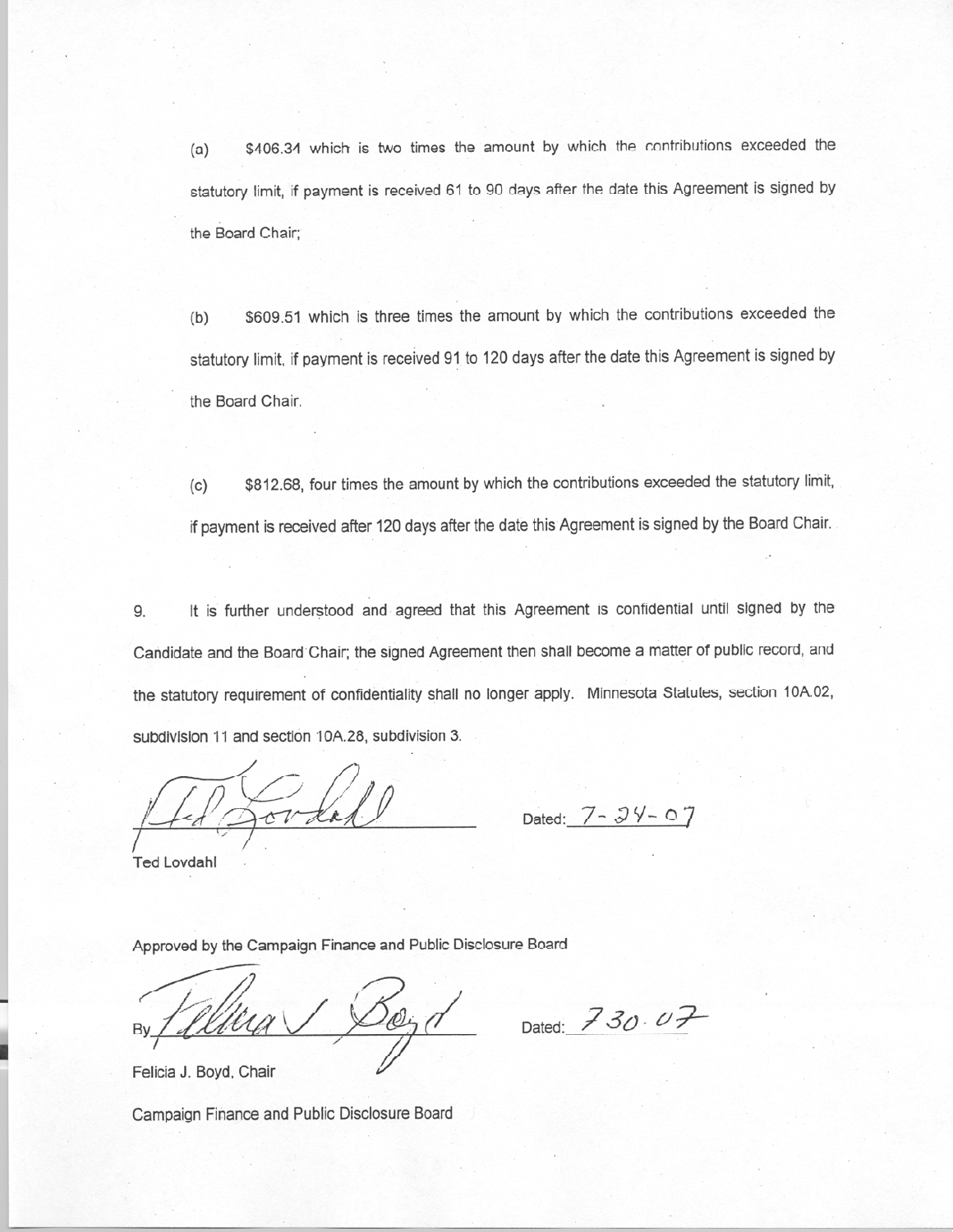(a) $406.34 which is two times the amount by which the contributions exceeded the statutory limit, if payment is received 61 to 90 days after the date this Agreement is signed by the Board Chair;

(b) $609.51 which is three times the amount by which the contributions exceeded the statutory limit, if payment is received 91 to 120 days after the date this Agreement is signed by the Board Chair.

(c) $812.68, four times the amount by which the contributions exceeded the statutory limit, if payment is received after 120 days after the date this Agreement is signed by the Board Chair.

9. It is further understood and agreed that this Agreement is confidential until signed by the Candidate and the Board Chair; the signed Agreement then shall become a matter of public record, and the statutory requirement of confidentiality shall no longer apply. Minnesota Statutes, section 10A.02, subdivision 11 and section 10A.28, subdivision 3.

_______________________ Dated: 7-24-07

Ted Lovdahl

Approved by the Campaign Finance and Public Disclosure Board

By _______________________ Dated: 7 30 07

Felicia J. Boyd, Chair

Campaign Finance and Public Disclosure Board